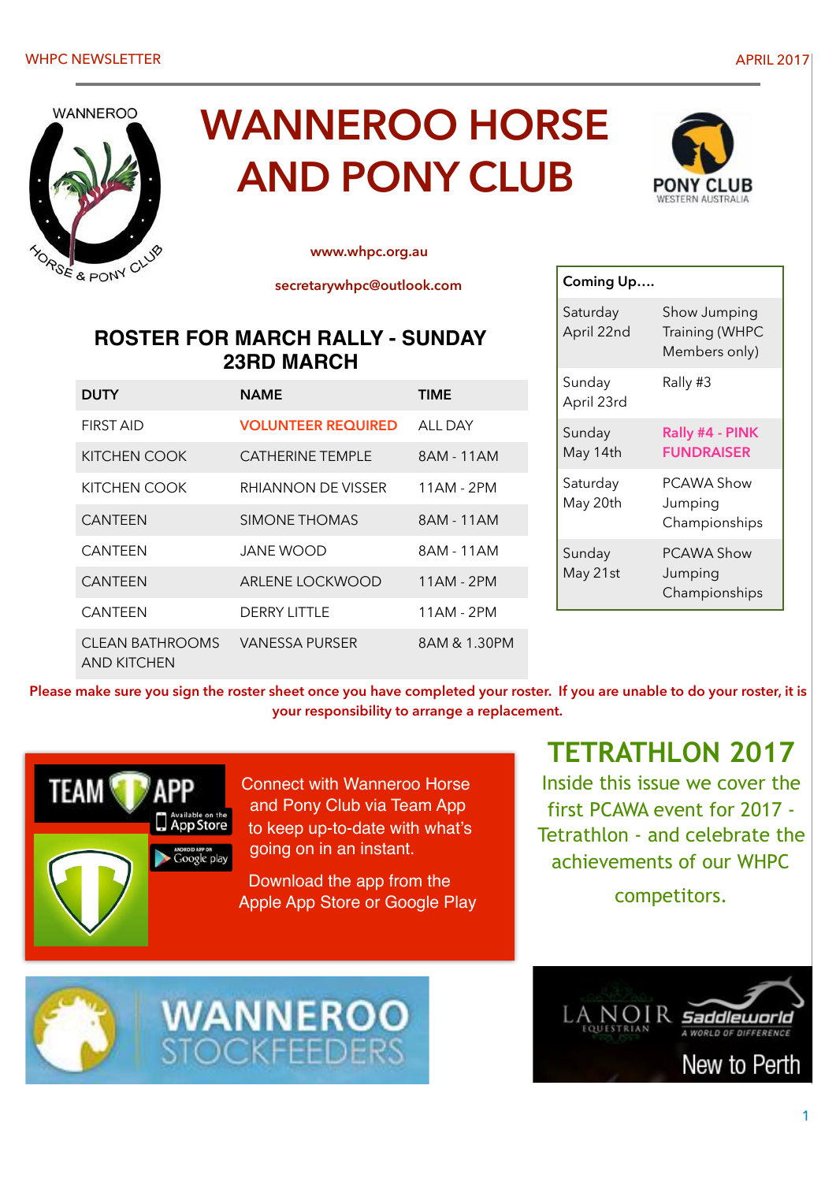# WANNEROO HORSE AND PONY CLUB

www.whpc.org.au

secretarywhpc@outlook.com

## ROSTER FOR MARCH RALLY - SUNDAY 23RD MARCH

| DUTY | NAME | TIME |
|---|---|---|
| FIRST AID | VOLUNTEER REQUIRED | ALL DAY |
| KITCHEN COOK | CATHERINE TEMPLE | 8AM - 11AM |
| KITCHEN COOK | RHIANNON DE VISSER | 11AM - 2PM |
| CANTEEN | SIMONE THOMAS | 8AM - 11AM |
| CANTEEN | JANE WOOD | 8AM - 11AM |
| CANTEEN | ARLENE LOCKWOOD | 11AM - 2PM |
| CANTEEN | DERRY LITTLE | 11AM - 2PM |
| CLEAN BATHROOMS AND KITCHEN | VANESSA PURSER | 8AM & 1.30PM |

**Please make sure you sign the roster sheet once you have completed your roster. If you are unable to do your roster, it is your responsibility to arrange a replacement.**

| Coming Up…. | |
|---|---|
| Saturday April 22nd | Show Jumping Training (WHPC Members only) |
| Sunday April 23rd | Rally #3 |
| Sunday May 14th | **Rally #4 - PINK FUNDRAISER** |
| Saturday May 20th | PCAWA Show Jumping Championships |
| Sunday May 21st | PCAWA Show Jumping Championships |

Connect with Wanneroo Horse and Pony Club via Team App to keep up-to-date with what's going on in an instant.

Download the app from the Apple App Store or Google Play

## TETRATHLON 2017

Inside this issue we cover the first PCAWA event for 2017 - Tetrathlon - and celebrate the achievements of our WHPC competitors.

WANNEROO STOCKFEEDERS

LA NOIR EQUESTRIAN — Saddleworld — New to Perth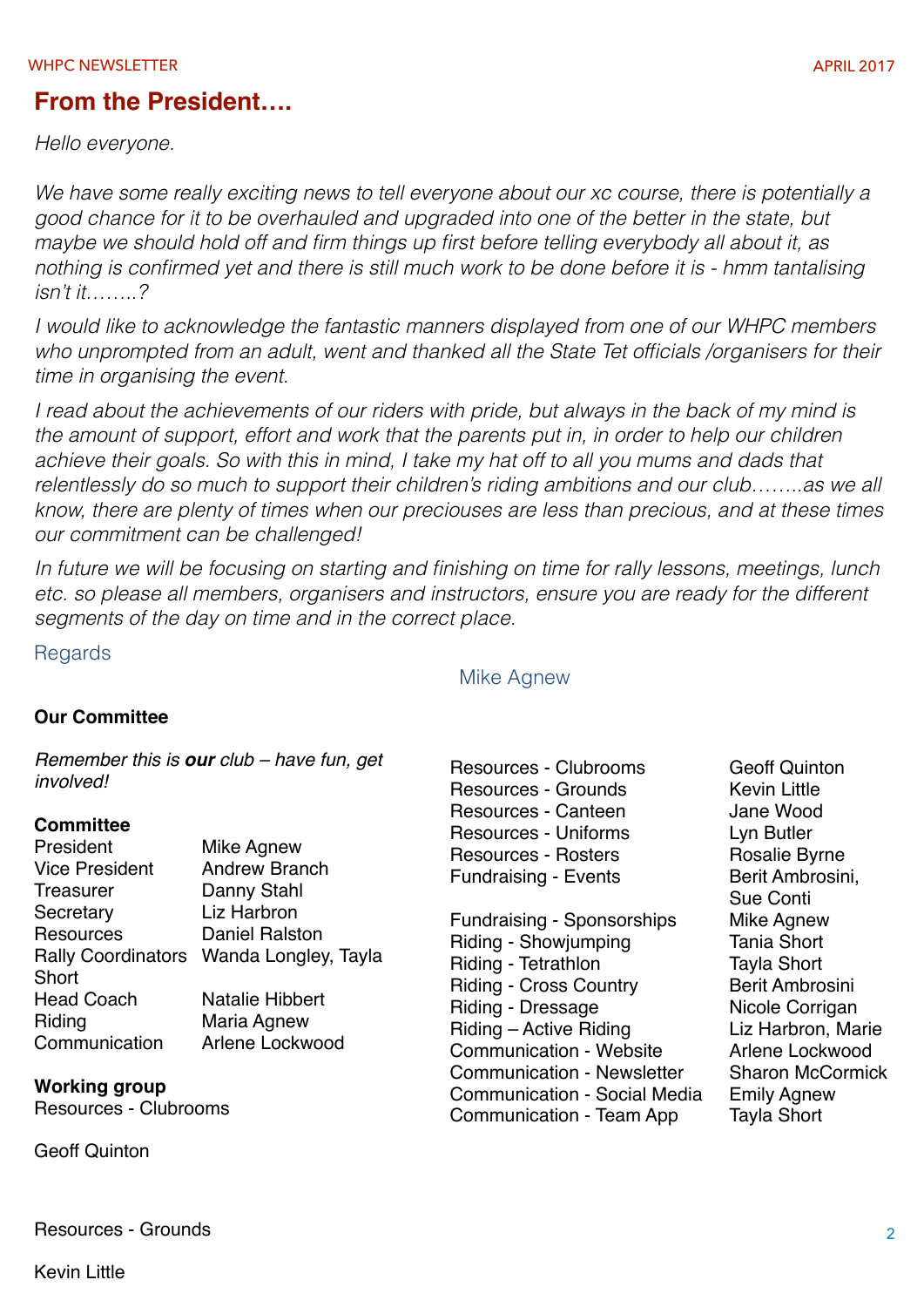## From the President….

*Hello everyone.*

*We have some really exciting news to tell everyone about our xc course, there is potentially a good chance for it to be overhauled and upgraded into one of the better in the state, but maybe we should hold off and firm things up first before telling everybody all about it, as nothing is confirmed yet and there is still much work to be done before it is - hmm tantalising isn't it……..?*

*I would like to acknowledge the fantastic manners displayed from one of our WHPC members who unprompted from an adult, went and thanked all the State Tet officials /organisers for their time in organising the event.*

*I read about the achievements of our riders with pride, but always in the back of my mind is the amount of support, effort and work that the parents put in, in order to help our children achieve their goals. So with this in mind, I take my hat off to all you mums and dads that relentlessly do so much to support their children's riding ambitions and our club……..as we all know, there are plenty of times when our preciouses are less than precious, and at these times our commitment can be challenged!*

*In future we will be focusing on starting and finishing on time for rally lessons, meetings, lunch etc. so please all members, organisers and instructors, ensure you are ready for the different segments of the day on time and in the correct place.*

Regards

Mike Agnew

**Our Committee**

*Remember this is **our** club – have fun, get involved!*

**Committee**

| | |
|---|---|
| President | Mike Agnew |
| Vice President | Andrew Branch |
| Treasurer | Danny Stahl |
| Secretary | Liz Harbron |
| Resources | Daniel Ralston |
| Rally Coordinators | Wanda Longley, Tayla Short |
| Head Coach | Natalie Hibbert |
| Riding | Maria Agnew |
| Communication | Arlene Lockwood |

**Working group**

| | |
|---|---|
| Resources - Clubrooms | Geoff Quinton |
| Resources - Grounds | Kevin Little |
| Resources - Canteen | Jane Wood |
| Resources - Uniforms | Lyn Butler |
| Resources - Rosters | Rosalie Byrne |
| Fundraising - Events | Berit Ambrosini, Sue Conti |
| Fundraising - Sponsorships | Mike Agnew |
| Riding - Showjumping | Tania Short |
| Riding - Tetrathlon | Tayla Short |
| Riding - Cross Country | Berit Ambrosini |
| Riding - Dressage | Nicole Corrigan |
| Riding – Active Riding | Liz Harbron, Marie |
| Communication - Website | Arlene Lockwood |
| Communication - Newsletter | Sharon McCormick |
| Communication - Social Media | Emily Agnew |
| Communication - Team App | Tayla Short |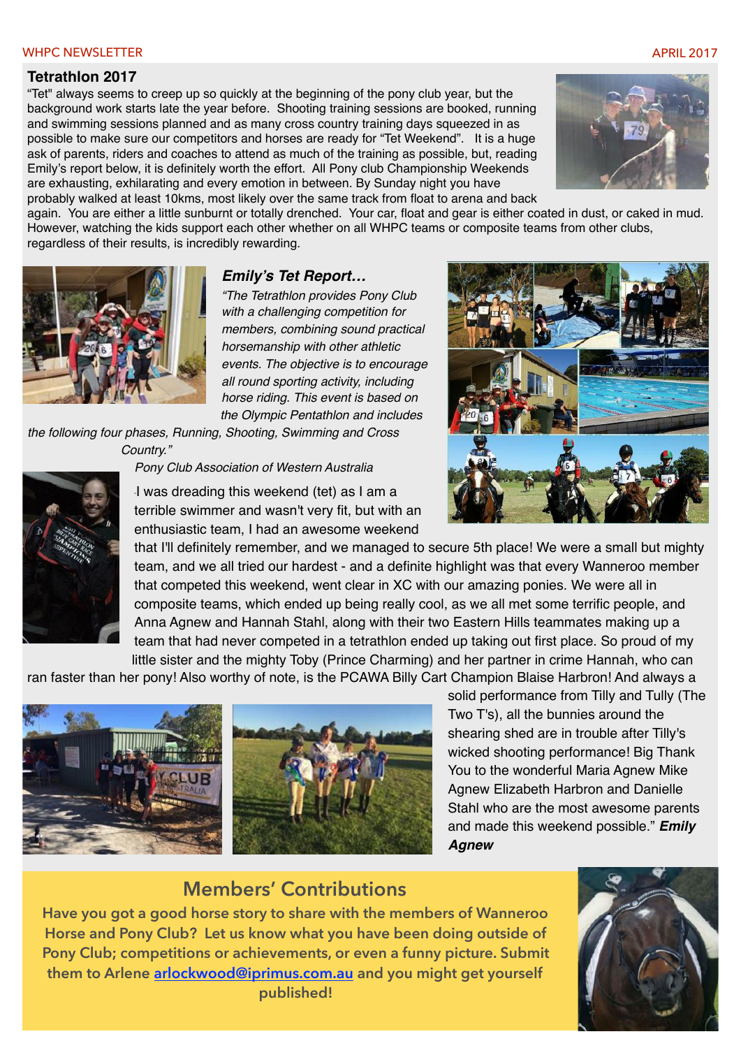## Tetrathlon 2017

"Tet" always seems to creep up so quickly at the beginning of the pony club year, but the background work starts late the year before. Shooting training sessions are booked, running and swimming sessions planned and as many cross country training days squeezed in as possible to make sure our competitors and horses are ready for "Tet Weekend". It is a huge ask of parents, riders and coaches to attend as much of the training as possible, but, reading Emily's report below, it is definitely worth the effort. All Pony club Championship Weekends are exhausting, exhilarating and every emotion in between. By Sunday night you have probably walked at least 10kms, most likely over the same track from float to arena and back again. You are either a little sunburnt or totally drenched. Your car, float and gear is either coated in dust, or caked in mud. However, watching the kids support each other whether on all WHPC teams or composite teams from other clubs, regardless of their results, is incredibly rewarding.

### *Emily's Tet Report…*

*"The Tetrathlon provides Pony Club with a challenging competition for members, combining sound practical horsemanship with other athletic events. The objective is to encourage all round sporting activity, including horse riding. This event is based on the Olympic Pentathlon and includes the following four phases, Running, Shooting, Swimming and Cross Country."*

*Pony Club Association of Western Australia*

I was dreading this weekend (tet) as I am a terrible swimmer and wasn't very fit, but with an enthusiastic team, I had an awesome weekend that I'll definitely remember, and we managed to secure 5th place! We were a small but mighty team, and we all tried our hardest - and a definite highlight was that every Wanneroo member that competed this weekend, went clear in XC with our amazing ponies. We were all in composite teams, which ended up being really cool, as we all met some terrific people, and Anna Agnew and Hannah Stahl, along with their two Eastern Hills teammates making up a team that had never competed in a tetrathlon ended up taking out first place. So proud of my little sister and the mighty Toby (Prince Charming) and her partner in crime Hannah, who can ran faster than her pony! Also worthy of note, is the PCAWA Billy Cart Champion Blaise Harbron! And always a solid performance from Tilly and Tully (The Two T's), all the bunnies around the shearing shed are in trouble after Tilly's wicked shooting performance! Big Thank You to the wonderful Maria Agnew Mike Agnew Elizabeth Harbron and Danielle Stahl who are the most awesome parents and made this weekend possible." ***Emily Agnew***

## Members' Contributions

**Have you got a good horse story to share with the members of Wanneroo Horse and Pony Club? Let us know what you have been doing outside of Pony Club; competitions or achievements, or even a funny picture. Submit them to Arlene [arlockwood@iprimus.com.au](mailto:arlockwood@iprimus.com.au) and you might get yourself published!**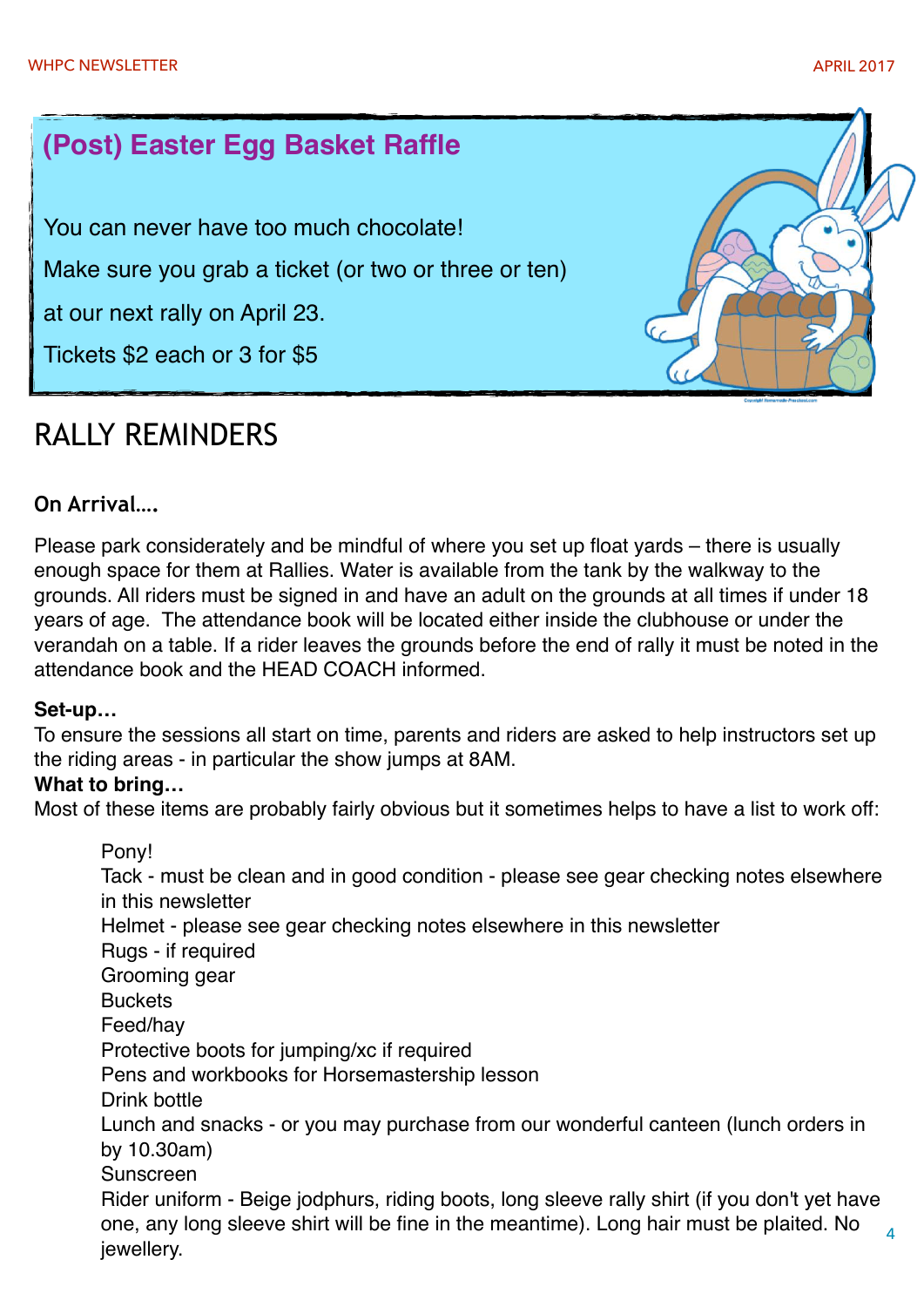## (Post) Easter Egg Basket Raffle

You can never have too much chocolate!

Make sure you grab a ticket (or two or three or ten)

at our next rally on April 23.

Tickets $2 each or 3 for $5

# RALLY REMINDERS

### On Arrival....

Please park considerately and be mindful of where you set up float yards – there is usually enough space for them at Rallies. Water is available from the tank by the walkway to the grounds. All riders must be signed in and have an adult on the grounds at all times if under 18 years of age. The attendance book will be located either inside the clubhouse or under the verandah on a table. If a rider leaves the grounds before the end of rally it must be noted in the attendance book and the HEAD COACH informed.

**Set-up…**

To ensure the sessions all start on time, parents and riders are asked to help instructors set up the riding areas - in particular the show jumps at 8AM.

**What to bring…**

Most of these items are probably fairly obvious but it sometimes helps to have a list to work off:

- Pony!
- Tack - must be clean and in good condition - please see gear checking notes elsewhere in this newsletter
- Helmet - please see gear checking notes elsewhere in this newsletter
- Rugs - if required
- Grooming gear
- Buckets
- Feed/hay
- Protective boots for jumping/xc if required
- Pens and workbooks for Horsemastership lesson
- Drink bottle
- Lunch and snacks - or you may purchase from our wonderful canteen (lunch orders in by 10.30am)
- Sunscreen
- Rider uniform - Beige jodphurs, riding boots, long sleeve rally shirt (if you don't yet have one, any long sleeve shirt will be fine in the meantime). Long hair must be plaited. No jewellery.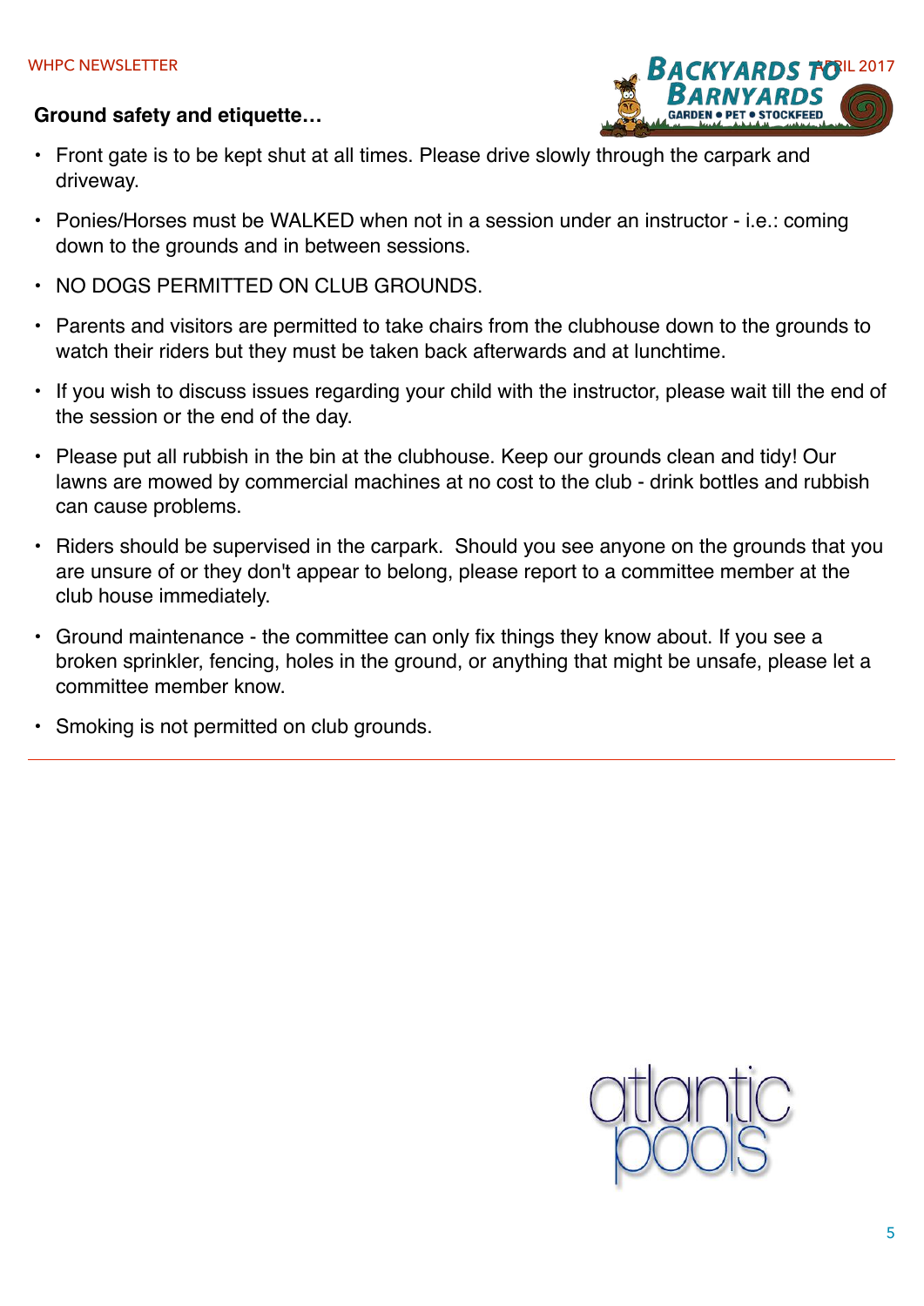**Ground safety and etiquette…**

- Front gate is to be kept shut at all times. Please drive slowly through the carpark and driveway.
- Ponies/Horses must be WALKED when not in a session under an instructor - i.e.: coming down to the grounds and in between sessions.
- NO DOGS PERMITTED ON CLUB GROUNDS.
- Parents and visitors are permitted to take chairs from the clubhouse down to the grounds to watch their riders but they must be taken back afterwards and at lunchtime.
- If you wish to discuss issues regarding your child with the instructor, please wait till the end of the session or the end of the day.
- Please put all rubbish in the bin at the clubhouse. Keep our grounds clean and tidy! Our lawns are mowed by commercial machines at no cost to the club - drink bottles and rubbish can cause problems.
- Riders should be supervised in the carpark. Should you see anyone on the grounds that you are unsure of or they don't appear to belong, please report to a committee member at the club house immediately.
- Ground maintenance - the committee can only fix things they know about. If you see a broken sprinkler, fencing, holes in the ground, or anything that might be unsafe, please let a committee member know.
- Smoking is not permitted on club grounds.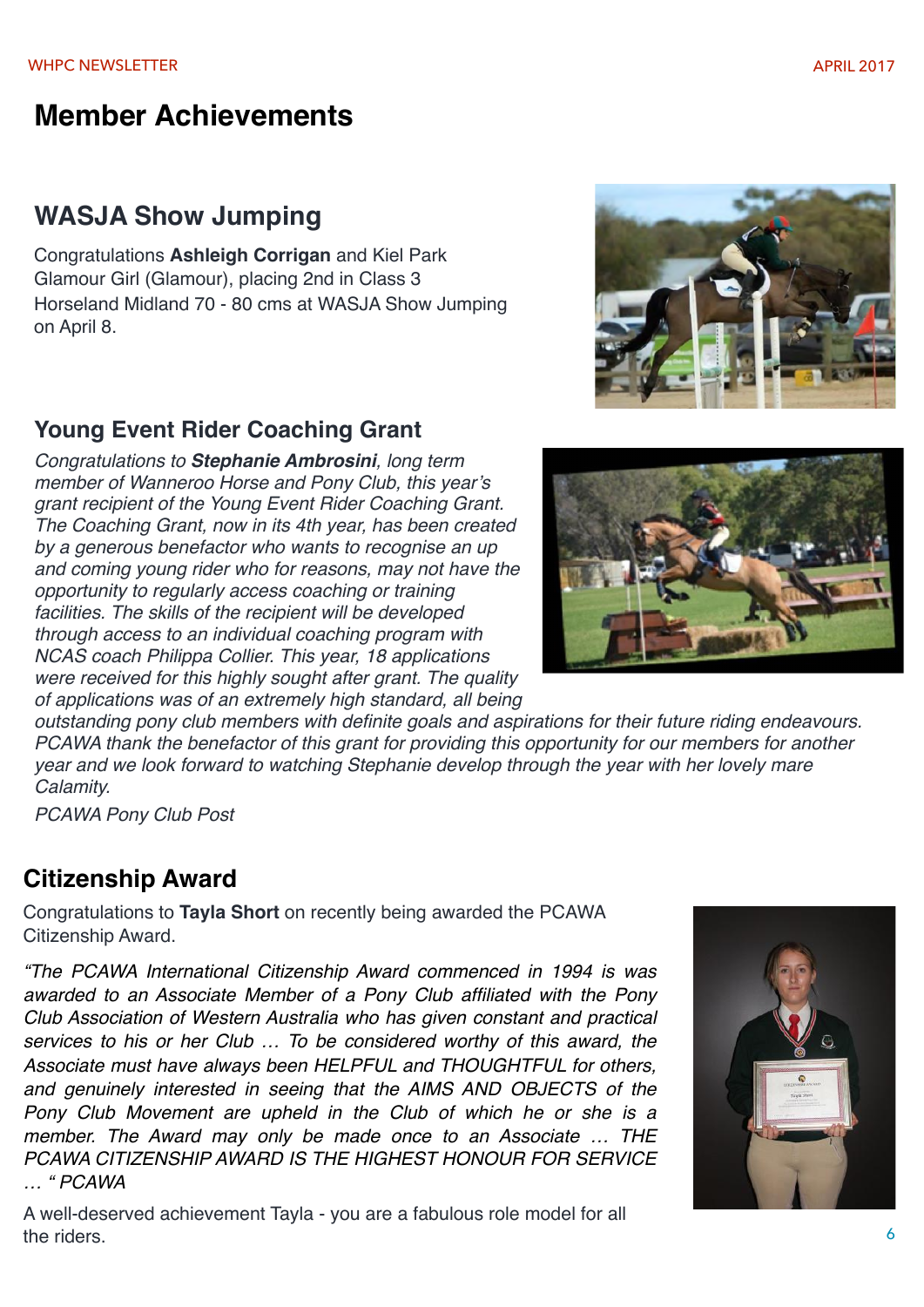# Member Achievements

## WASJA Show Jumping

Congratulations **Ashleigh Corrigan** and Kiel Park Glamour Girl (Glamour), placing 2nd in Class 3 Horseland Midland 70 - 80 cms at WASJA Show Jumping on April 8.

## Young Event Rider Coaching Grant

*Congratulations to **Stephanie Ambrosini**, long term member of Wanneroo Horse and Pony Club, this year's grant recipient of the Young Event Rider Coaching Grant. The Coaching Grant, now in its 4th year, has been created by a generous benefactor who wants to recognise an up and coming young rider who for reasons, may not have the opportunity to regularly access coaching or training facilities. The skills of the recipient will be developed through access to an individual coaching program with NCAS coach Philippa Collier. This year, 18 applications were received for this highly sought after grant. The quality of applications was of an extremely high standard, all being outstanding pony club members with definite goals and aspirations for their future riding endeavours. PCAWA thank the benefactor of this grant for providing this opportunity for our members for another year and we look forward to watching Stephanie develop through the year with her lovely mare Calamity.*

*PCAWA Pony Club Post*

## Citizenship Award

Congratulations to **Tayla Short** on recently being awarded the PCAWA Citizenship Award.

*"The PCAWA International Citizenship Award commenced in 1994 is was awarded to an Associate Member of a Pony Club affiliated with the Pony Club Association of Western Australia who has given constant and practical services to his or her Club … To be considered worthy of this award, the Associate must have always been HELPFUL and THOUGHTFUL for others, and genuinely interested in seeing that the AIMS AND OBJECTS of the Pony Club Movement are upheld in the Club of which he or she is a member. The Award may only be made once to an Associate … THE PCAWA CITIZENSHIP AWARD IS THE HIGHEST HONOUR FOR SERVICE … " PCAWA*

A well-deserved achievement Tayla - you are a fabulous role model for all the riders.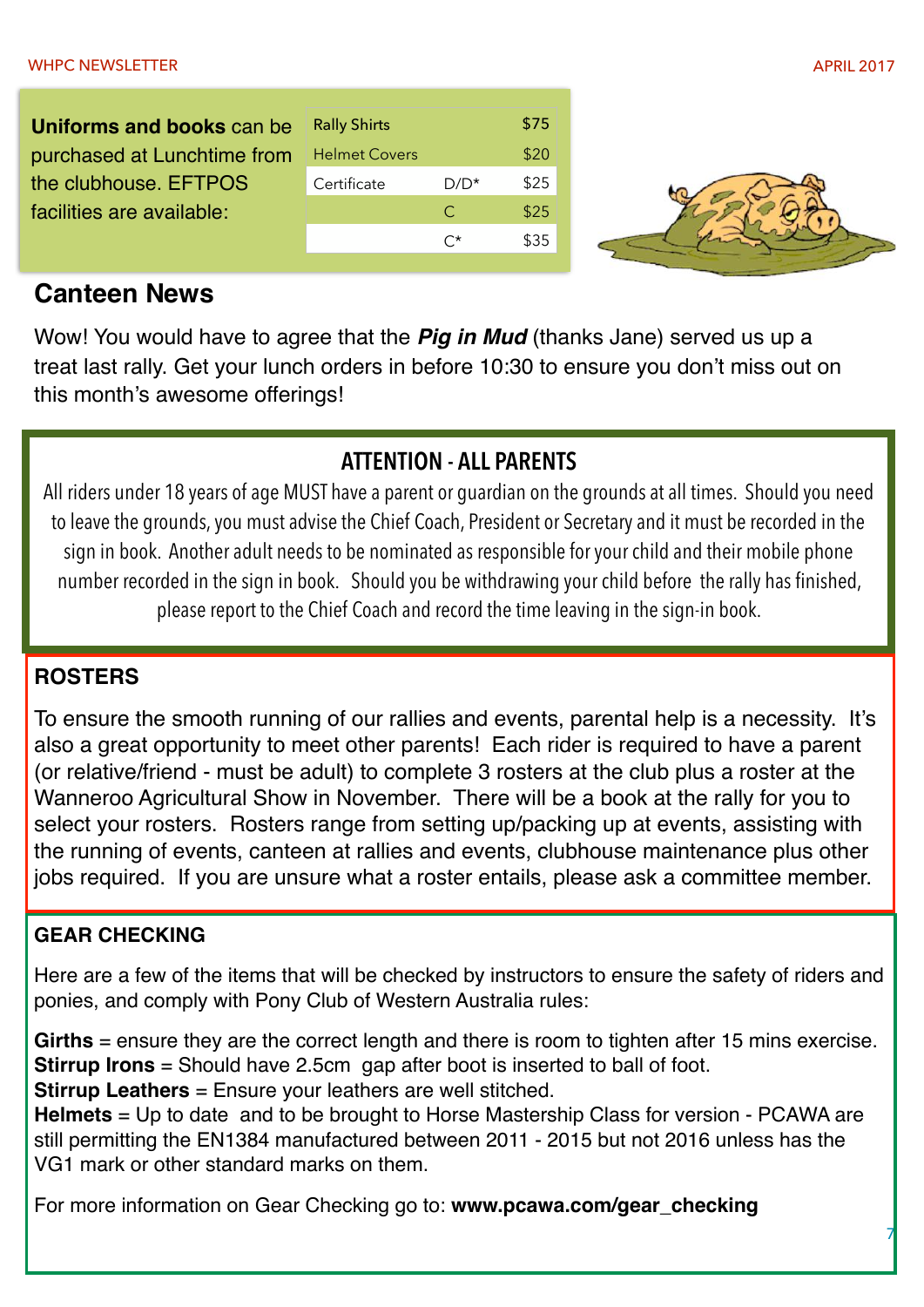**Uniforms and books** can be purchased at Lunchtime from the clubhouse. EFTPOS facilities are available:

| Item | | Price |
|---|---|---|
| Rally Shirts | | $75 |
| Helmet Covers | | $20 |
| Certificate | D/D* | $25 |
| | C | $25 |
| | C* | $35 |

## Canteen News

Wow! You would have to agree that the ***Pig in Mud*** (thanks Jane) served us up a treat last rally. Get your lunch orders in before 10:30 to ensure you don't miss out on this month's awesome offerings!

## ATTENTION - ALL PARENTS

All riders under 18 years of age MUST have a parent or guardian on the grounds at all times. Should you need to leave the grounds, you must advise the Chief Coach, President or Secretary and it must be recorded in the sign in book. Another adult needs to be nominated as responsible for your child and their mobile phone number recorded in the sign in book. Should you be withdrawing your child before the rally has finished, please report to the Chief Coach and record the time leaving in the sign-in book.

## ROSTERS

To ensure the smooth running of our rallies and events, parental help is a necessity. It's also a great opportunity to meet other parents! Each rider is required to have a parent (or relative/friend - must be adult) to complete 3 rosters at the club plus a roster at the Wanneroo Agricultural Show in November. There will be a book at the rally for you to select your rosters. Rosters range from setting up/packing up at events, assisting with the running of events, canteen at rallies and events, clubhouse maintenance plus other jobs required. If you are unsure what a roster entails, please ask a committee member.

## GEAR CHECKING

Here are a few of the items that will be checked by instructors to ensure the safety of riders and ponies, and comply with Pony Club of Western Australia rules:

**Girths** = ensure they are the correct length and there is room to tighten after 15 mins exercise.
**Stirrup Irons** = Should have 2.5cm gap after boot is inserted to ball of foot.
**Stirrup Leathers** = Ensure your leathers are well stitched.
**Helmets** = Up to date and to be brought to Horse Mastership Class for version - PCAWA are still permitting the EN1384 manufactured between 2011 - 2015 but not 2016 unless has the VG1 mark or other standard marks on them.

For more information on Gear Checking go to: **www.pcawa.com/gear_checking**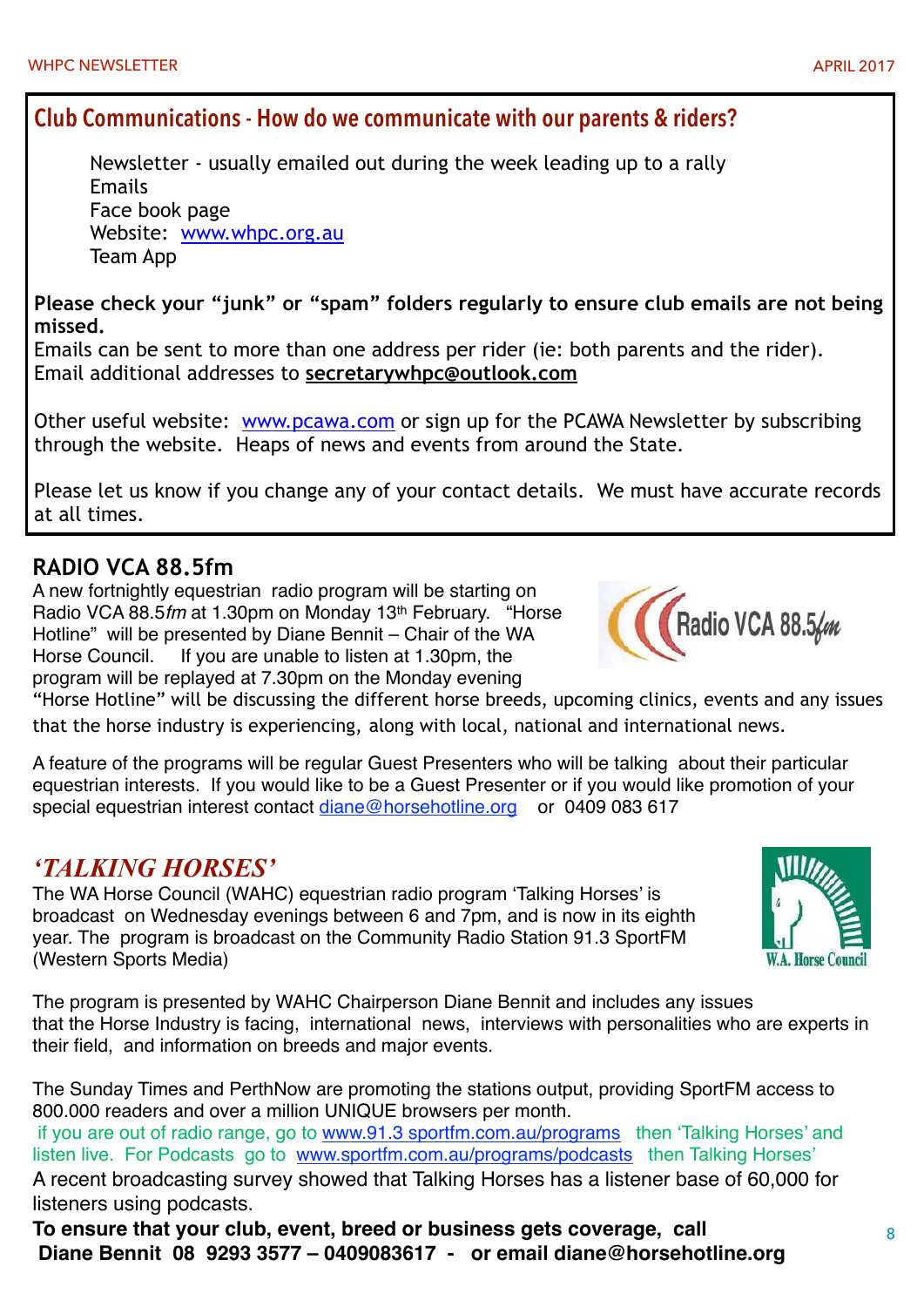## Club Communications - How do we communicate with our parents & riders?

Newsletter - usually emailed out during the week leading up to a rally
Emails
Face book page
Website: www.whpc.org.au
Team App

**Please check your "junk" or "spam" folders regularly to ensure club emails are not being missed.**
Emails can be sent to more than one address per rider (ie: both parents and the rider).
Email additional addresses to **secretarywhpc@outlook.com**

Other useful website: www.pcawa.com or sign up for the PCAWA Newsletter by subscribing through the website. Heaps of news and events from around the State.

Please let us know if you change any of your contact details. We must have accurate records at all times.

## RADIO VCA 88.5fm

A new fortnightly equestrian radio program will be starting on Radio VCA 88.5*fm* at 1.30pm on Monday 13th February. "Horse Hotline" will be presented by Diane Bennit – Chair of the WA Horse Council. If you are unable to listen at 1.30pm, the program will be replayed at 7.30pm on the Monday evening
"Horse Hotline" will be discussing the different horse breeds, upcoming clinics, events and any issues that the horse industry is experiencing, along with local, national and international news.

A feature of the programs will be regular Guest Presenters who will be talking about their particular equestrian interests. If you would like to be a Guest Presenter or if you would like promotion of your special equestrian interest contact diane@horsehotline.org or 0409 083 617

## *'TALKING HORSES'*

The WA Horse Council (WAHC) equestrian radio program 'Talking Horses' is broadcast on Wednesday evenings between 6 and 7pm, and is now in its eighth year. The program is broadcast on the Community Radio Station 91.3 SportFM (Western Sports Media)

The program is presented by WAHC Chairperson Diane Bennit and includes any issues that the Horse Industry is facing, international news, interviews with personalities who are experts in their field, and information on breeds and major events.

The Sunday Times and PerthNow are promoting the stations output, providing SportFM access to 800.000 readers and over a million UNIQUE browsers per month.
if you are out of radio range, go to www.91.3 sportfm.com.au/programs then 'Talking Horses' and listen live. For Podcasts go to www.sportfm.com.au/programs/podcasts then Talking Horses'
A recent broadcasting survey showed that Talking Horses has a listener base of 60,000 for listeners using podcasts.
**To ensure that your club, event, breed or business gets coverage, call Diane Bennit 08 9293 3577 – 0409083617 - or email diane@horsehotline.org**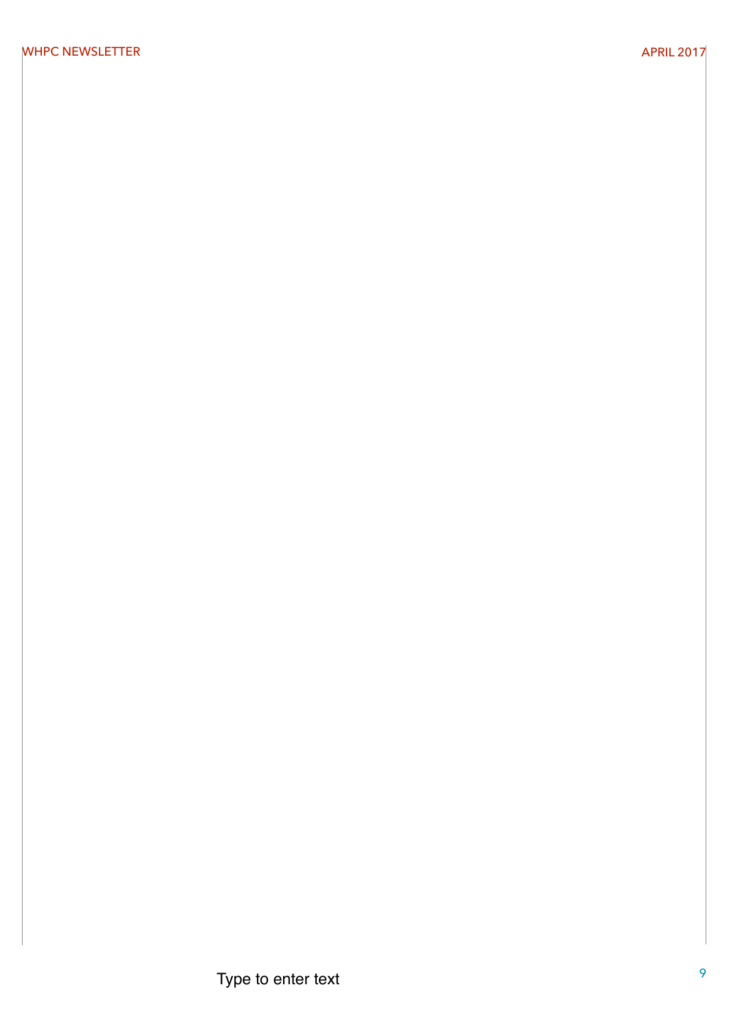Type to enter text